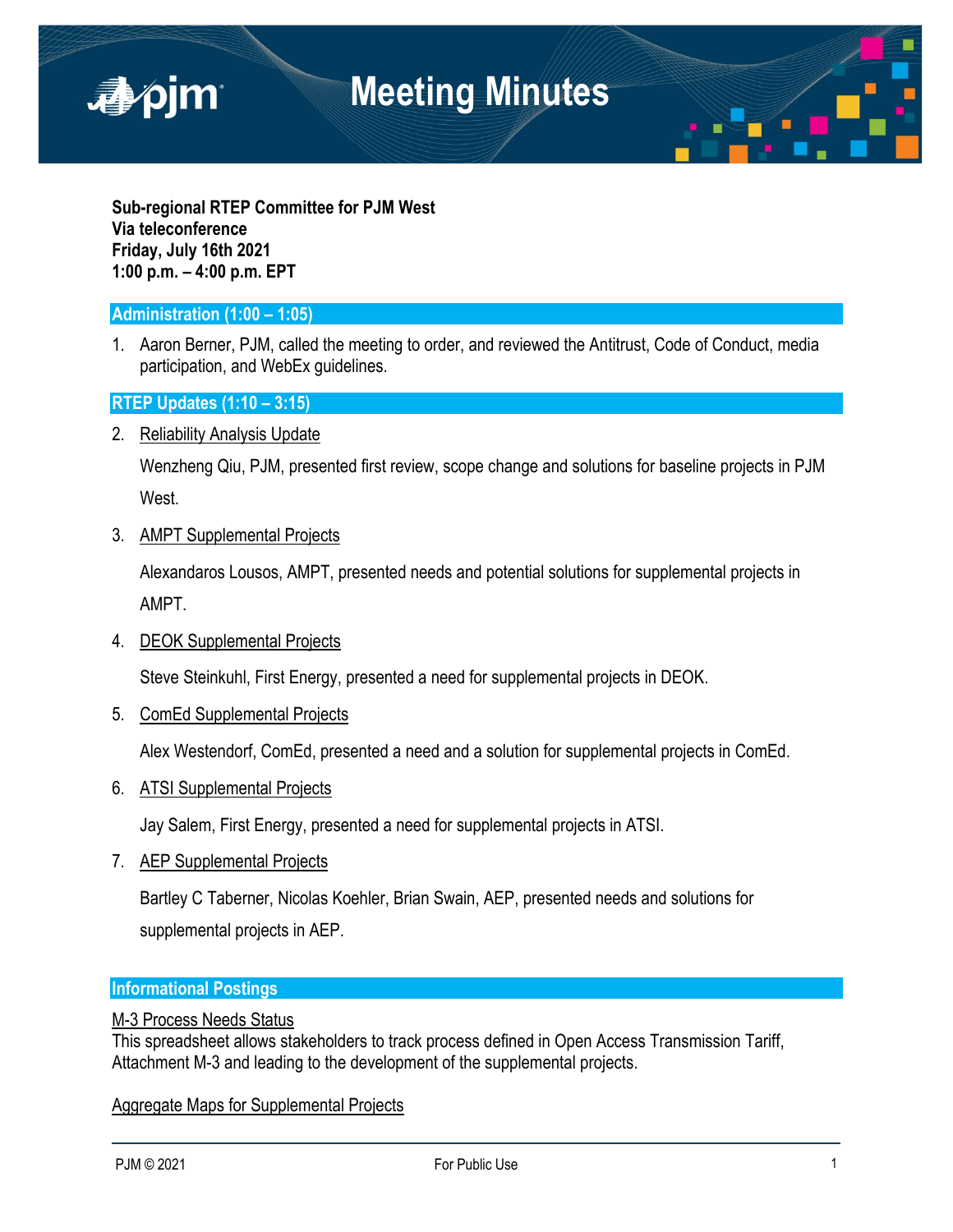# Meeting Minutes

**Sub-regional RTEP Committee for PJM West**
**Via teleconference**
**Friday, July 16th 2021**
**1:00 p.m. – 4:00 p.m. EPT**

## Administration (1:00 – 1:05)

1. Aaron Berner, PJM, called the meeting to order, and reviewed the Antitrust, Code of Conduct, media participation, and WebEx guidelines.

## RTEP Updates (1:10 – 3:15)

2. Reliability Analysis Update

   Wenzheng Qiu, PJM, presented first review, scope change and solutions for baseline projects in PJM West.

3. AMPT Supplemental Projects

   Alexandaros Lousos, AMPT, presented needs and potential solutions for supplemental projects in AMPT.

4. DEOK Supplemental Projects

   Steve Steinkuhl, First Energy, presented a need for supplemental projects in DEOK.

5. ComEd Supplemental Projects

   Alex Westendorf, ComEd, presented a need and a solution for supplemental projects in ComEd.

6. ATSI Supplemental Projects

   Jay Salem, First Energy, presented a need for supplemental projects in ATSI.

7. AEP Supplemental Projects

   Bartley C Taberner, Nicolas Koehler, Brian Swain, AEP, presented needs and solutions for supplemental projects in AEP.

## Informational Postings

M-3 Process Needs Status
This spreadsheet allows stakeholders to track process defined in Open Access Transmission Tariff, Attachment M-3 and leading to the development of the supplemental projects.

Aggregate Maps for Supplemental Projects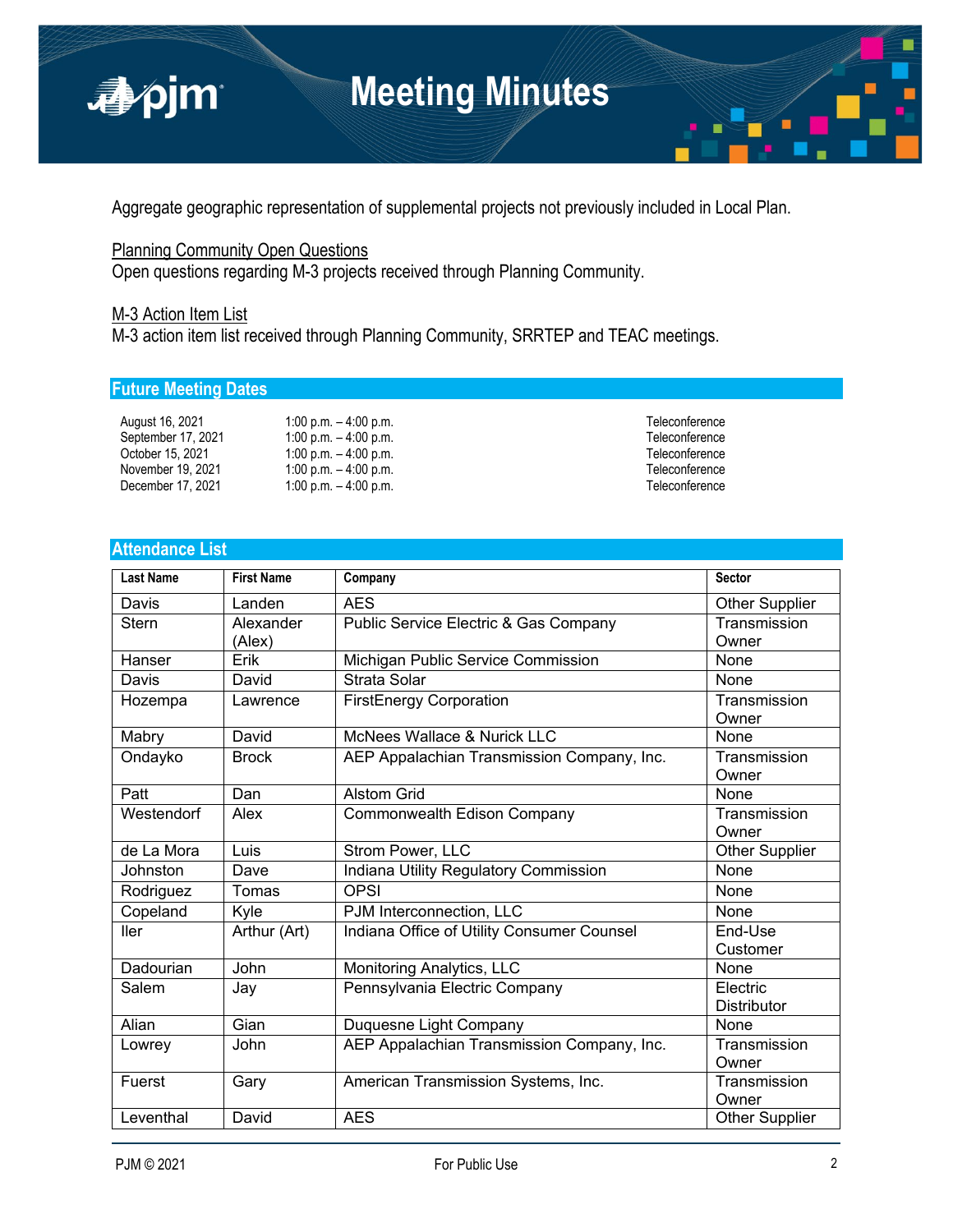Aggregate geographic representation of supplemental projects not previously included in Local Plan.

Planning Community Open Questions

Open questions regarding M-3 projects received through Planning Community.

M-3 Action Item List

M-3 action item list received through Planning Community, SRRTEP and TEAC meetings.

## Future Meeting Dates

| | | |
|---|---|---|
| August 16, 2021 | 1:00 p.m. – 4:00 p.m. | Teleconference |
| September 17, 2021 | 1:00 p.m. – 4:00 p.m. | Teleconference |
| October 15, 2021 | 1:00 p.m. – 4:00 p.m. | Teleconference |
| November 19, 2021 | 1:00 p.m. – 4:00 p.m. | Teleconference |
| December 17, 2021 | 1:00 p.m. – 4:00 p.m. | Teleconference |

## Attendance List

| Last Name | First Name | Company | Sector |
|---|---|---|---|
| Davis | Landen | AES | Other Supplier |
| Stern | Alexander (Alex) | Public Service Electric & Gas Company | Transmission Owner |
| Hanser | Erik | Michigan Public Service Commission | None |
| Davis | David | Strata Solar | None |
| Hozempa | Lawrence | FirstEnergy Corporation | Transmission Owner |
| Mabry | David | McNees Wallace & Nurick LLC | None |
| Ondayko | Brock | AEP Appalachian Transmission Company, Inc. | Transmission Owner |
| Patt | Dan | Alstom Grid | None |
| Westendorf | Alex | Commonwealth Edison Company | Transmission Owner |
| de La Mora | Luis | Strom Power, LLC | Other Supplier |
| Johnston | Dave | Indiana Utility Regulatory Commission | None |
| Rodriguez | Tomas | OPSI | None |
| Copeland | Kyle | PJM Interconnection, LLC | None |
| Iler | Arthur (Art) | Indiana Office of Utility Consumer Counsel | End-Use Customer |
| Dadourian | John | Monitoring Analytics, LLC | None |
| Salem | Jay | Pennsylvania Electric Company | Electric Distributor |
| Alian | Gian | Duquesne Light Company | None |
| Lowrey | John | AEP Appalachian Transmission Company, Inc. | Transmission Owner |
| Fuerst | Gary | American Transmission Systems, Inc. | Transmission Owner |
| Leventhal | David | AES | Other Supplier |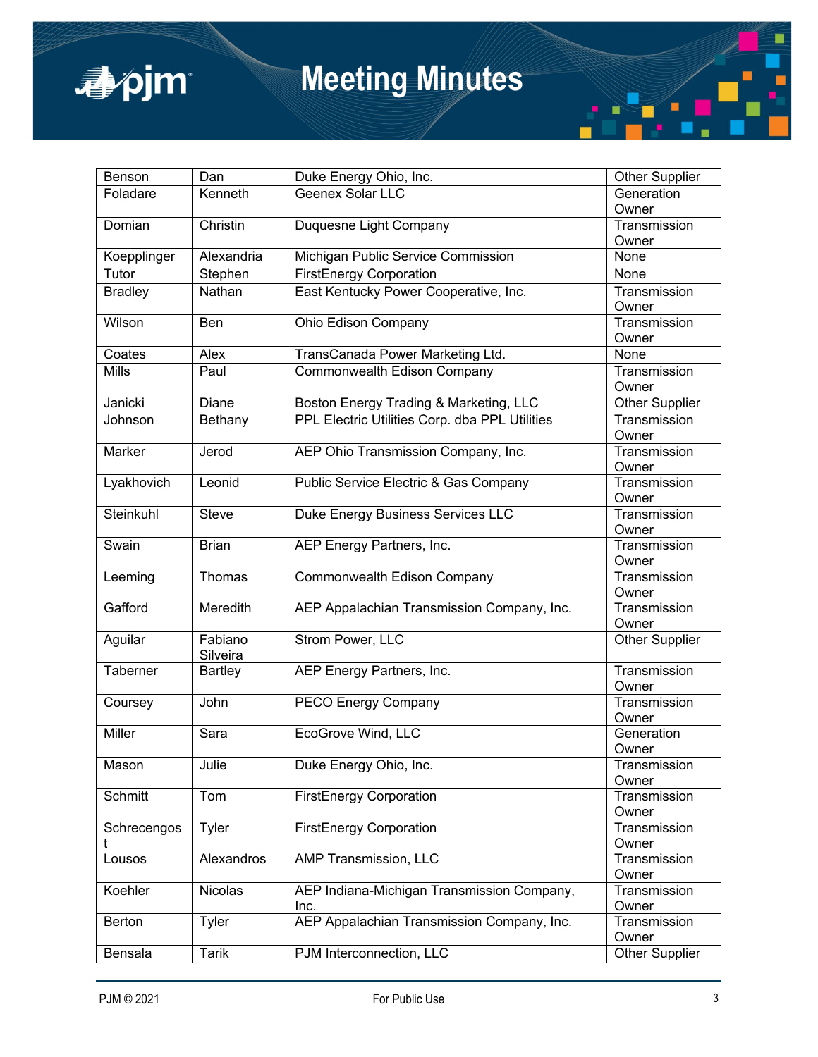| Benson | Dan | Duke Energy Ohio, Inc. | Other Supplier |
|---|---|---|---|
| Foladare | Kenneth | Geenex Solar LLC | Generation Owner |
| Domian | Christin | Duquesne Light Company | Transmission Owner |
| Koepplinger | Alexandria | Michigan Public Service Commission | None |
| Tutor | Stephen | FirstEnergy Corporation | None |
| Bradley | Nathan | East Kentucky Power Cooperative, Inc. | Transmission Owner |
| Wilson | Ben | Ohio Edison Company | Transmission Owner |
| Coates | Alex | TransCanada Power Marketing Ltd. | None |
| Mills | Paul | Commonwealth Edison Company | Transmission Owner |
| Janicki | Diane | Boston Energy Trading & Marketing, LLC | Other Supplier |
| Johnson | Bethany | PPL Electric Utilities Corp. dba PPL Utilities | Transmission Owner |
| Marker | Jerod | AEP Ohio Transmission Company, Inc. | Transmission Owner |
| Lyakhovich | Leonid | Public Service Electric & Gas Company | Transmission Owner |
| Steinkuhl | Steve | Duke Energy Business Services LLC | Transmission Owner |
| Swain | Brian | AEP Energy Partners, Inc. | Transmission Owner |
| Leeming | Thomas | Commonwealth Edison Company | Transmission Owner |
| Gafford | Meredith | AEP Appalachian Transmission Company, Inc. | Transmission Owner |
| Aguilar | Fabiano Silveira | Strom Power, LLC | Other Supplier |
| Taberner | Bartley | AEP Energy Partners, Inc. | Transmission Owner |
| Coursey | John | PECO Energy Company | Transmission Owner |
| Miller | Sara | EcoGrove Wind, LLC | Generation Owner |
| Mason | Julie | Duke Energy Ohio, Inc. | Transmission Owner |
| Schmitt | Tom | FirstEnergy Corporation | Transmission Owner |
| Schrecengost | Tyler | FirstEnergy Corporation | Transmission Owner |
| Lousos | Alexandros | AMP Transmission, LLC | Transmission Owner |
| Koehler | Nicolas | AEP Indiana-Michigan Transmission Company, Inc. | Transmission Owner |
| Berton | Tyler | AEP Appalachian Transmission Company, Inc. | Transmission Owner |
| Bensala | Tarik | PJM Interconnection, LLC | Other Supplier |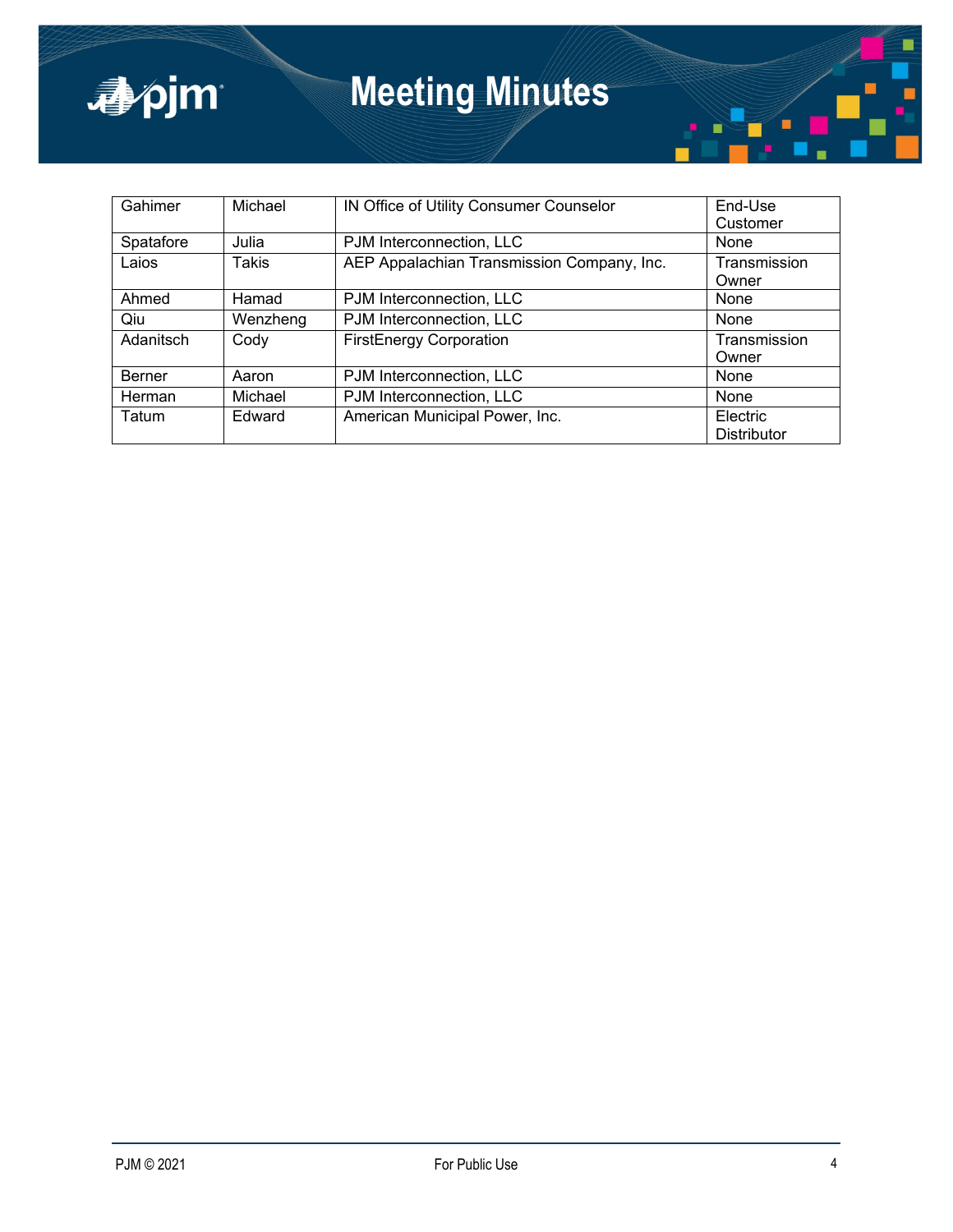| | | | |
|---|---|---|---|
| Gahimer | Michael | IN Office of Utility Consumer Counselor | End-Use Customer |
| Spatafore | Julia | PJM Interconnection, LLC | None |
| Laios | Takis | AEP Appalachian Transmission Company, Inc. | Transmission Owner |
| Ahmed | Hamad | PJM Interconnection, LLC | None |
| Qiu | Wenzheng | PJM Interconnection, LLC | None |
| Adanitsch | Cody | FirstEnergy Corporation | Transmission Owner |
| Berner | Aaron | PJM Interconnection, LLC | None |
| Herman | Michael | PJM Interconnection, LLC | None |
| Tatum | Edward | American Municipal Power, Inc. | Electric Distributor |